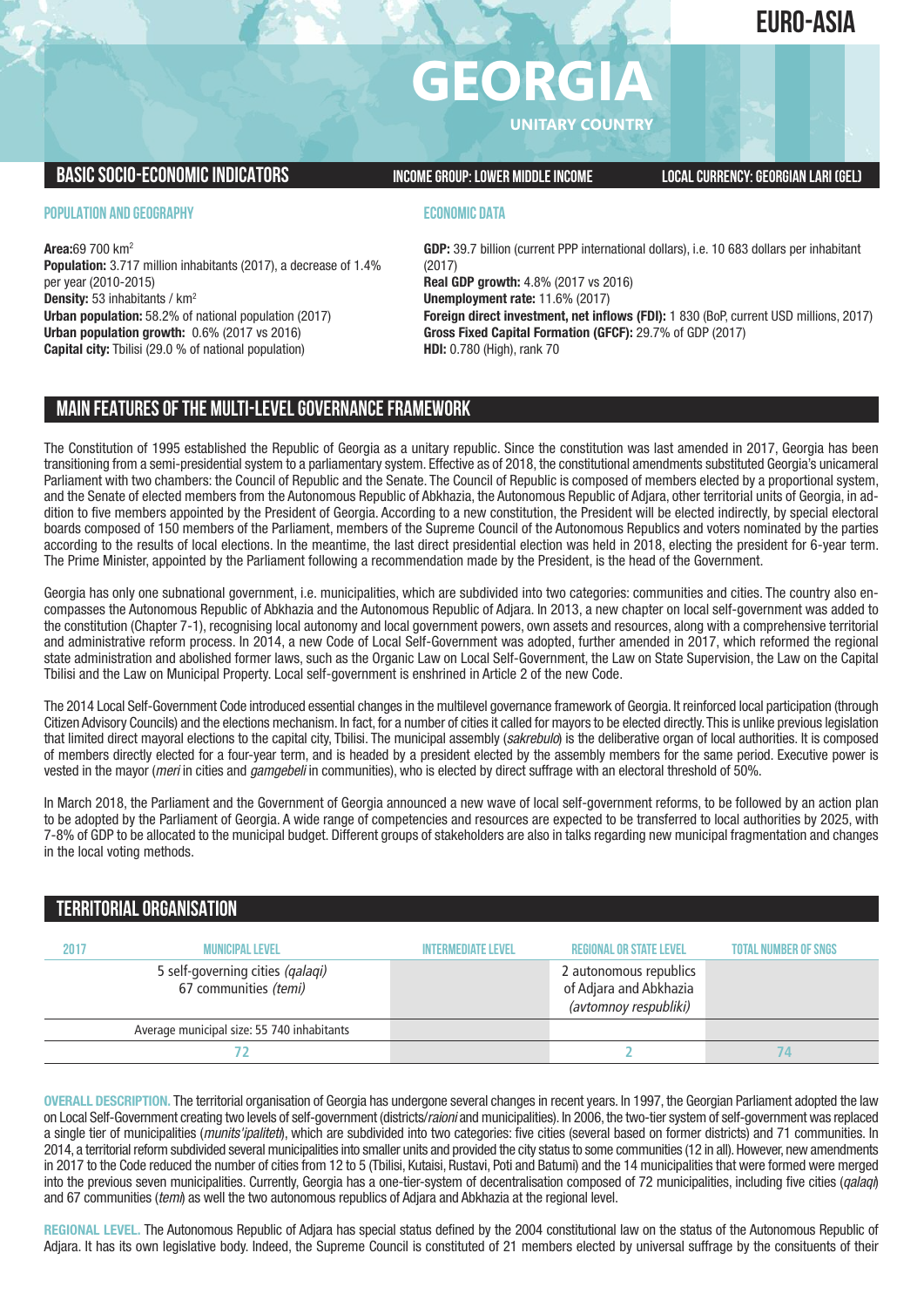EURO-ASIA

# GEORGIA

UNITARY COUNTRY

## BASIC SOCIO-ECONOMIC INDICATORS

**INCOME GROUP: LOWER MIDDLE INCOME** | **LOCAL CURRENCY: GEORGIAN LARI (GEL)**

### POPULATION AND GEOGRAPHY

**Area:** 69 700 km$^2$
**Population:** 3.717 million inhabitants (2017), a decrease of 1.4% per year (2010-2015)
**Density:** 53 inhabitants / km$^2$
**Urban population:** 58.2% of national population (2017)
**Urban population growth:** 0.6% (2017 vs 2016)
**Capital city:** Tbilisi (29.0 % of national population)

### ECONOMIC DATA

**GDP:** 39.7 billion (current PPP international dollars), i.e. 10 683 dollars per inhabitant (2017)
**Real GDP growth:** 4.8% (2017 vs 2016)
**Unemployment rate:** 11.6% (2017)
**Foreign direct investment, net inflows (FDI):** 1 830 (BoP, current USD millions, 2017)
**Gross Fixed Capital Formation (GFCF):** 29.7% of GDP (2017)
**HDI:** 0.780 (High), rank 70

## MAIN FEATURES OF THE MULTI-LEVEL GOVERNANCE FRAMEWORK

The Constitution of 1995 established the Republic of Georgia as a unitary republic. Since the constitution was last amended in 2017, Georgia has been transitioning from a semi-presidential system to a parliamentary system. Effective as of 2018, the constitutional amendments substituted Georgia's unicameral Parliament with two chambers: the Council of Republic and the Senate. The Council of Republic is composed of members elected by a proportional system, and the Senate of elected members from the Autonomous Republic of Abkhazia, the Autonomous Republic of Adjara, other territorial units of Georgia, in addition to five members appointed by the President of Georgia. According to a new constitution, the President will be elected indirectly, by special electoral boards composed of 150 members of the Parliament, members of the Supreme Council of the Autonomous Republics and voters nominated by the parties according to the results of local elections. In the meantime, the last direct presidential election was held in 2018, electing the president for 6-year term. The Prime Minister, appointed by the Parliament following a recommendation made by the President, is the head of the Government.

Georgia has only one subnational government, i.e. municipalities, which are subdivided into two categories: communities and cities. The country also encompasses the Autonomous Republic of Abkhazia and the Autonomous Republic of Adjara. In 2013, a new chapter on local self-government was added to the constitution (Chapter 7-1), recognising local autonomy and local government powers, own assets and resources, along with a comprehensive territorial and administrative reform process. In 2014, a new Code of Local Self-Government was adopted, further amended in 2017, which reformed the regional state administration and abolished former laws, such as the Organic Law on Local Self-Government, the Law on State Supervision, the Law on the Capital Tbilisi and the Law on Municipal Property. Local self-government is enshrined in Article 2 of the new Code.

The 2014 Local Self-Government Code introduced essential changes in the multilevel governance framework of Georgia. It reinforced local participation (through Citizen Advisory Councils) and the elections mechanism. In fact, for a number of cities it called for mayors to be elected directly. This is unlike previous legislation that limited direct mayoral elections to the capital city, Tbilisi. The municipal assembly (*sakrebulo*) is the deliberative organ of local authorities. It is composed of members directly elected for a four-year term, and is headed by a president elected by the assembly members for the same period. Executive power is vested in the mayor (*meri* in cities and *gamgebeli* in communities), who is elected by direct suffrage with an electoral threshold of 50%.

In March 2018, the Parliament and the Government of Georgia announced a new wave of local self-government reforms, to be followed by an action plan to be adopted by the Parliament of Georgia. A wide range of competencies and resources are expected to be transferred to local authorities by 2025, with 7-8% of GDP to be allocated to the municipal budget. Different groups of stakeholders are also in talks regarding new municipal fragmentation and changes in the local voting methods.

## TERRITORIAL ORGANISATION

| 2017 | MUNICIPAL LEVEL | INTERMEDIATE LEVEL | REGIONAL OR STATE LEVEL | TOTAL NUMBER OF SNGS |
|---|---|---|---|---|
| | 5 self-governing cities *(qalaqi)*<br>67 communities *(temi)* | | 2 autonomous republics of Adjara and Abkhazia *(avtomnoy respubliki)* | |
| | Average municipal size: 55 740 inhabitants | | | |
| | 72 | | 2 | 74 |

**OVERALL DESCRIPTION.** The territorial organisation of Georgia has undergone several changes in recent years. In 1997, the Georgian Parliament adopted the law on Local Self-Government creating two levels of self-government (districts/*raioni* and municipalities). In 2006, the two-tier system of self-government was replaced a single tier of municipalities (*munits'ipaliteti*), which are subdivided into two categories: five cities (several based on former districts) and 71 communities. In 2014, a territorial reform subdivided several municipalities into smaller units and provided the city status to some communities (12 in all). However, new amendments in 2017 to the Code reduced the number of cities from 12 to 5 (Tbilisi, Kutaisi, Rustavi, Poti and Batumi) and the 14 municipalities that were formed were merged into the previous seven municipalities. Currently, Georgia has a one-tier-system of decentralisation composed of 72 municipalities, including five cities (*qalaqi*) and 67 communities (*temi*) as well the two autonomous republics of Adjara and Abkhazia at the regional level.

**REGIONAL LEVEL.** The Autonomous Republic of Adjara has special status defined by the 2004 constitutional law on the status of the Autonomous Republic of Adjara. It has its own legislative body. Indeed, the Supreme Council is constituted of 21 members elected by universal suffrage by the consituents of their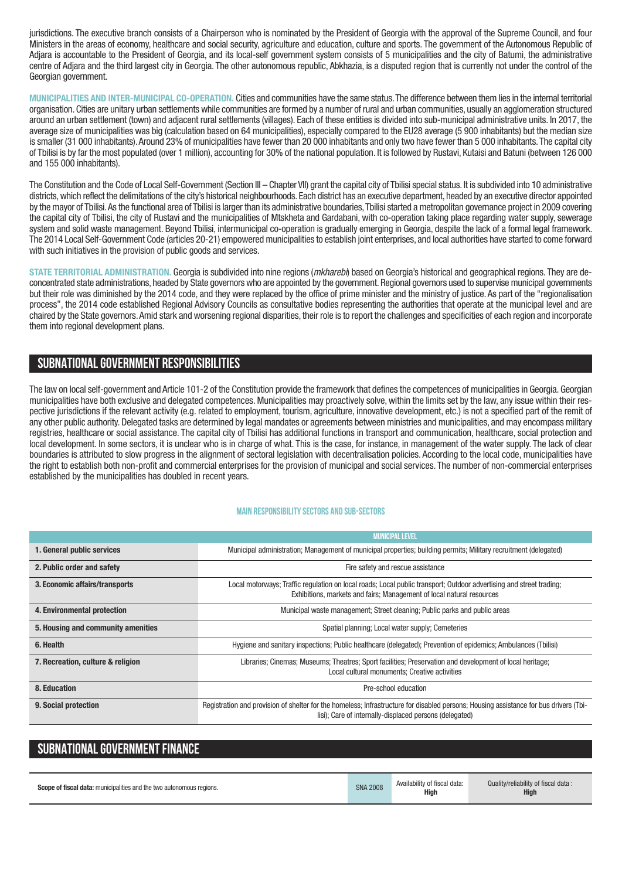jurisdictions. The executive branch consists of a Chairperson who is nominated by the President of Georgia with the approval of the Supreme Council, and four Ministers in the areas of economy, healthcare and social security, agriculture and education, culture and sports. The government of the Autonomous Republic of Adjara is accountable to the President of Georgia, and its local-self government system consists of 5 municipalities and the city of Batumi, the administrative centre of Adjara and the third largest city in Georgia. The other autonomous republic, Abkhazia, is a disputed region that is currently not under the control of the Georgian government.

**MUNICIPALITIES AND INTER-MUNICIPAL CO-OPERATION.** Cities and communities have the same status. The difference between them lies in the internal territorial organisation. Cities are unitary urban settlements while communities are formed by a number of rural and urban communities, usually an agglomeration structured around an urban settlement (town) and adjacent rural settlements (villages). Each of these entities is divided into sub-municipal administrative units. In 2017, the average size of municipalities was big (calculation based on 64 municipalities), especially compared to the EU28 average (5 900 inhabitants) but the median size is smaller (31 000 inhabitants). Around 23% of municipalities have fewer than 20 000 inhabitants and only two have fewer than 5 000 inhabitants. The capital city of Tbilisi is by far the most populated (over 1 million), accounting for 30% of the national population. It is followed by Rustavi, Kutaisi and Batuni (between 126 000 and 155 000 inhabitants).

The Constitution and the Code of Local Self-Government (Section III – Chapter VII) grant the capital city of Tbilisi special status. It is subdivided into 10 administrative districts, which reflect the delimitations of the city's historical neighbourhoods. Each district has an executive department, headed by an executive director appointed by the mayor of Tbilisi. As the functional area of Tbilisi is larger than its administrative boundaries, Tbilisi started a metropolitan governance project in 2009 covering the capital city of Tbilisi, the city of Rustavi and the municipalities of Mtskheta and Gardabani, with co-operation taking place regarding water supply, sewerage system and solid waste management. Beyond Tbilisi, intermunicipal co-operation is gradually emerging in Georgia, despite the lack of a formal legal framework. The 2014 Local Self-Government Code (articles 20-21) empowered municipalities to establish joint enterprises, and local authorities have started to come forward with such initiatives in the provision of public goods and services.

**STATE TERRITORIAL ADMINISTRATION.** Georgia is subdivided into nine regions (*mkharebi*) based on Georgia's historical and geographical regions. They are de-concentrated state administrations, headed by State governors who are appointed by the government. Regional governors used to supervise municipal governments but their role was diminished by the 2014 code, and they were replaced by the office of prime minister and the ministry of justice. As part of the "regionalisation process", the 2014 code established Regional Advisory Councils as consultative bodies representing the authorities that operate at the municipal level and are chaired by the State governors. Amid stark and worsening regional disparities, their role is to report the challenges and specificities of each region and incorporate them into regional development plans.

## SUBNATIONAL GOVERNMENT RESPONSIBILITIES

The law on local self-government and Article 101-2 of the Constitution provide the framework that defines the competences of municipalities in Georgia. Georgian municipalities have both exclusive and delegated competences. Municipalities may proactively solve, within the limits set by the law, any issue within their respective jurisdictions if the relevant activity (e.g. related to employment, tourism, agriculture, innovative development, etc.) is not a specified part of the remit of any other public authority. Delegated tasks are determined by legal mandates or agreements between ministries and municipalities, and may encompass military registries, healthcare or social assistance. The capital city of Tbilisi has additional functions in transport and communication, healthcare, social protection and local development. In some sectors, it is unclear who is in charge of what. This is the case, for instance, in management of the water supply. The lack of clear boundaries is attributed to slow progress in the alignment of sectoral legislation with decentralisation policies. According to the local code, municipalities have the right to establish both non-profit and commercial enterprises for the provision of municipal and social services. The number of non-commercial enterprises established by the municipalities has doubled in recent years.

### MAIN RESPONSIBILITY SECTORS AND SUB-SECTORS

| | MUNICIPAL LEVEL |
|---|---|
| **1. General public services** | Municipal administration; Management of municipal properties; building permits; Military recruitment (delegated) |
| **2. Public order and safety** | Fire safety and rescue assistance |
| **3. Economic affairs/transports** | Local motorways; Traffic regulation on local roads; Local public transport; Outdoor advertising and street trading; Exhibitions, markets and fairs; Management of local natural resources |
| **4. Environmental protection** | Municipal waste management; Street cleaning; Public parks and public areas |
| **5. Housing and community amenities** | Spatial planning; Local water supply; Cemeteries |
| **6. Health** | Hygiene and sanitary inspections; Public healthcare (delegated); Prevention of epidemics; Ambulances (Tbilisi) |
| **7. Recreation, culture & religion** | Libraries; Cinemas; Museums; Theatres; Sport facilities; Preservation and development of local heritage; Local cultural monuments; Creative activities |
| **8. Education** | Pre-school education |
| **9. Social protection** | Registration and provision of shelter for the homeless; Infrastructure for disabled persons; Housing assistance for bus drivers (Tbilisi); Care of internally-displaced persons (delegated) |

## SUBNATIONAL GOVERNMENT FINANCE

| **Scope of fiscal data:** municipalities and the two autonomous regions. | SNA 2008 | Availability of fiscal data: **High** | Quality/reliability of fiscal data : **High** |
|---|---|---|---|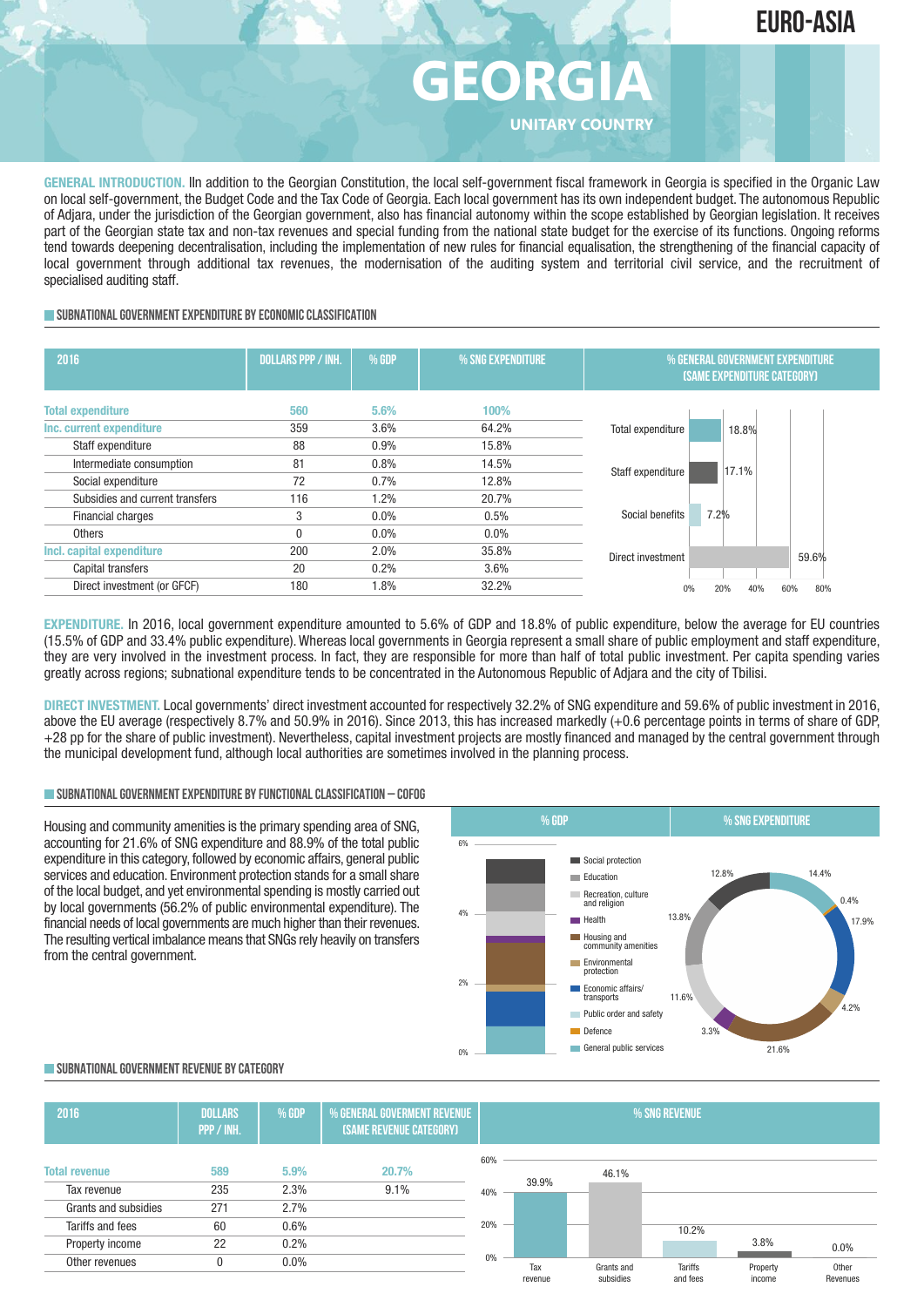EURO-ASIA

# GEORGIA

UNITARY COUNTRY

**GENERAL INTRODUCTION.** IIn addition to the Georgian Constitution, the local self-government fiscal framework in Georgia is specified in the Organic Law on local self-government, the Budget Code and the Tax Code of Georgia. Each local government has its own independent budget. The autonomous Republic of Adjara, under the jurisdiction of the Georgian government, also has financial autonomy within the scope established by Georgian legislation. It receives part of the Georgian state tax and non-tax revenues and special funding from the national state budget for the exercise of its functions. Ongoing reforms tend towards deepening decentralisation, including the implementation of new rules for financial equalisation, the strengthening of the financial capacity of local government through additional tax revenues, the modernisation of the auditing system and territorial civil service, and the recruitment of specialised auditing staff.

## SUBNATIONAL GOVERNMENT EXPENDITURE BY ECONOMIC CLASSIFICATION

| 2016 | DOLLARS PPP / INH. | % GDP | % SNG EXPENDITURE |
|---|---|---|---|
| **Total expenditure** | **560** | **5.6%** | **100%** |
| **Inc. current expenditure** | 359 | 3.6% | 64.2% |
| Staff expenditure | 88 | 0.9% | 15.8% |
| Intermediate consumption | 81 | 0.8% | 14.5% |
| Social expenditure | 72 | 0.7% | 12.8% |
| Subsidies and current transfers | 116 | 1.2% | 20.7% |
| Financial charges | 3 | 0.0% | 0.5% |
| Others | 0 | 0.0% | 0.0% |
| **Incl. capital expenditure** | 200 | 2.0% | 35.8% |
| Capital transfers | 20 | 0.2% | 3.6% |
| Direct investment (or GFCF) | 180 | 1.8% | 32.2% |

% GENERAL GOVERNMENT EXPENDITURE (SAME EXPENDITURE CATEGORY)

| Category | % |
|---|---|
| Total expenditure | 18.8% |
| Staff expenditure | 17.1% |
| Social benefits | 7.2% |
| Direct investment | 59.6% |

**EXPENDITURE.** In 2016, local government expenditure amounted to 5.6% of GDP and 18.8% of public expenditure, below the average for EU countries (15.5% of GDP and 33.4% public expenditure). Whereas local governments in Georgia represent a small share of public employment and staff expenditure, they are very involved in the investment process. In fact, they are responsible for more than half of total public investment. Per capita spending varies greatly across regions; subnational expenditure tends to be concentrated in the Autonomous Republic of Adjara and the city of Tbilisi.

**DIRECT INVESTMENT.** Local governments' direct investment accounted for respectively 32.2% of SNG expenditure and 59.6% of public investment in 2016, above the EU average (respectively 8.7% and 50.9% in 2016). Since 2013, this has increased markedly (+0.6 percentage points in terms of share of GDP, +28 pp for the share of public investment). Nevertheless, capital investment projects are mostly financed and managed by the central government through the municipal development fund, although local authorities are sometimes involved in the planning process.

## SUBNATIONAL GOVERNMENT EXPENDITURE BY FUNCTIONAL CLASSIFICATION – COFOG

Housing and community amenities is the primary spending area of SNG, accounting for 21.6% of SNG expenditure and 88.9% of the total public expenditure in this category, followed by economic affairs, general public services and education. Environment protection stands for a small share of the local budget, and yet environmental spending is mostly carried out by local governments (56.2% of public environmental expenditure). The financial needs of local governments are much higher than their revenues. The resulting vertical imbalance means that SNGs rely heavily on transfers from the central government.

% SNG EXPENDITURE

| Function | % SNG expenditure |
|---|---|
| Social protection | 12.8% |
| Education | 13.8% |
| Recreation, culture and religion | 11.6% |
| Health | 3.3% |
| Housing and community amenities | 21.6% |
| Environmental protection | 4.2% |
| Economic affairs/ transports | 17.9% |
| Public order and safety | 0.4% |
| Defence | |
| General public services | 14.4% |

## SUBNATIONAL GOVERNMENT REVENUE BY CATEGORY

| 2016 | DOLLARS PPP / INH. | % GDP | % GENERAL GOVERMENT REVENUE (SAME REVENUE CATEGORY) |
|---|---|---|---|
| **Total revenue** | **589** | **5.9%** | **20.7%** |
| Tax revenue | 235 | 2.3% | 9.1% |
| Grants and subsidies | 271 | 2.7% | |
| Tariffs and fees | 60 | 0.6% | |
| Property income | 22 | 0.2% | |
| Other revenues | 0 | 0.0% | |

% SNG REVENUE

| Tax revenue | Grants and subsidies | Tariffs and fees | Property income | Other Revenues |
|---|---|---|---|---|
| 39.9% | 46.1% | 10.2% | 3.8% | 0.0% |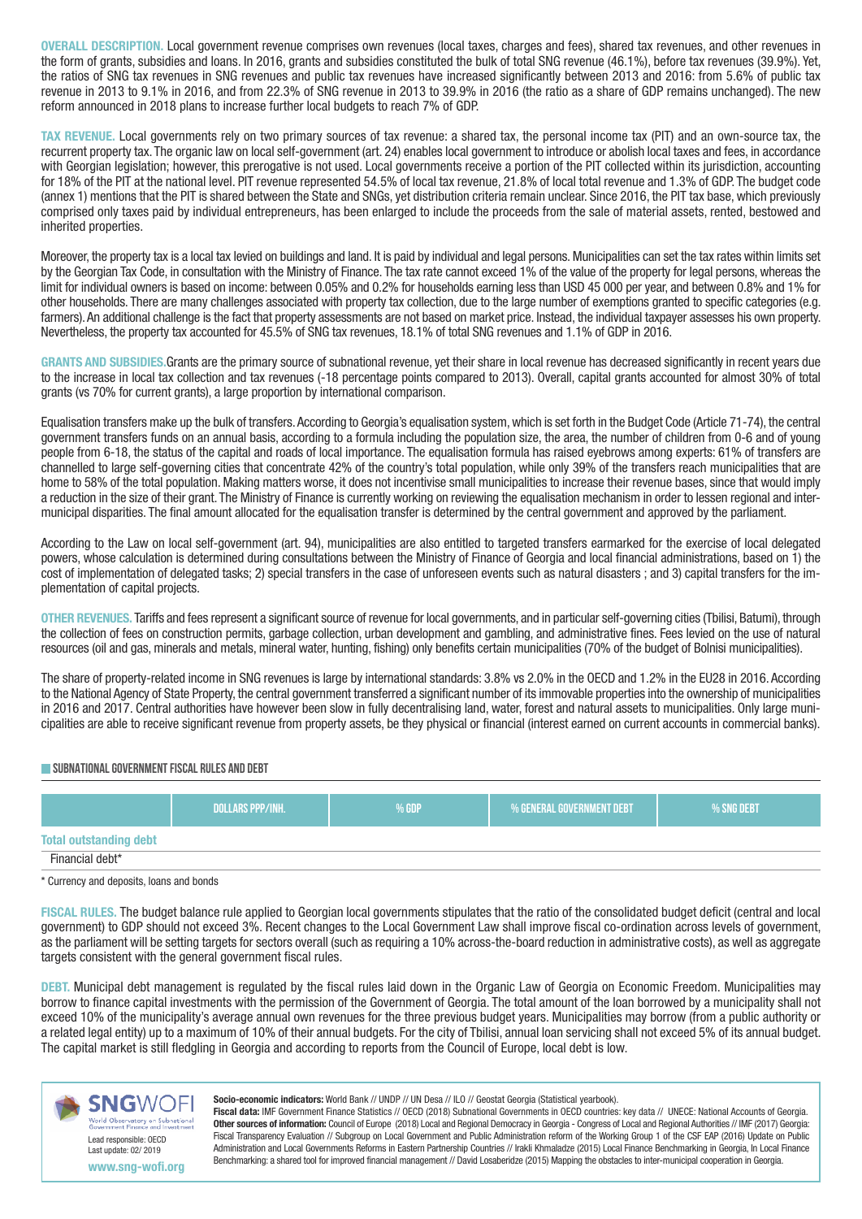**OVERALL DESCRIPTION.** Local government revenue comprises own revenues (local taxes, charges and fees), shared tax revenues, and other revenues in the form of grants, subsidies and loans. In 2016, grants and subsidies constituted the bulk of total SNG revenue (46.1%), before tax revenues (39.9%). Yet, the ratios of SNG tax revenues in SNG revenues and public tax revenues have increased significantly between 2013 and 2016: from 5.6% of public tax revenue in 2013 to 9.1% in 2016, and from 22.3% of SNG revenue in 2013 to 39.9% in 2016 (the ratio as a share of GDP remains unchanged). The new reform announced in 2018 plans to increase further local budgets to reach 7% of GDP.

**TAX REVENUE.** Local governments rely on two primary sources of tax revenue: a shared tax, the personal income tax (PIT) and an own-source tax, the recurrent property tax. The organic law on local self-government (art. 24) enables local government to introduce or abolish local taxes and fees, in accordance with Georgian legislation; however, this prerogative is not used. Local governments receive a portion of the PIT collected within its jurisdiction, accounting for 18% of the PIT at the national level. PIT revenue represented 54.5% of local tax revenue, 21.8% of local total revenue and 1.3% of GDP. The budget code (annex 1) mentions that the PIT is shared between the State and SNGs, yet distribution criteria remain unclear. Since 2016, the PIT tax base, which previously comprised only taxes paid by individual entrepreneurs, has been enlarged to include the proceeds from the sale of material assets, rented, bestowed and inherited properties.

Moreover, the property tax is a local tax levied on buildings and land. It is paid by individual and legal persons. Municipalities can set the tax rates within limits set by the Georgian Tax Code, in consultation with the Ministry of Finance. The tax rate cannot exceed 1% of the value of the property for legal persons, whereas the limit for individual owners is based on income: between 0.05% and 0.2% for households earning less than USD 45 000 per year, and between 0.8% and 1% for other households. There are many challenges associated with property tax collection, due to the large number of exemptions granted to specific categories (e.g. farmers). An additional challenge is the fact that property assessments are not based on market price. Instead, the individual taxpayer assesses his own property. Nevertheless, the property tax accounted for 45.5% of SNG tax revenues, 18.1% of total SNG revenues and 1.1% of GDP in 2016.

**GRANTS AND SUBSIDIES.** Grants are the primary source of subnational revenue, yet their share in local revenue has decreased significantly in recent years due to the increase in local tax collection and tax revenues (-18 percentage points compared to 2013). Overall, capital grants accounted for almost 30% of total grants (vs 70% for current grants), a large proportion by international comparison.

Equalisation transfers make up the bulk of transfers. According to Georgia's equalisation system, which is set forth in the Budget Code (Article 71-74), the central government transfers funds on an annual basis, according to a formula including the population size, the area, the number of children from 0-6 and of young people from 6-18, the status of the capital and roads of local importance. The equalisation formula has raised eyebrows among experts: 61% of transfers are channelled to large self-governing cities that concentrate 42% of the country's total population, while only 39% of the transfers reach municipalities that are home to 58% of the total population. Making matters worse, it does not incentivise small municipalities to increase their revenue bases, since that would imply a reduction in the size of their grant. The Ministry of Finance is currently working on reviewing the equalisation mechanism in order to lessen regional and inter-municipal disparities. The final amount allocated for the equalisation transfer is determined by the central government and approved by the parliament.

According to the Law on local self-government (art. 94), municipalities are also entitled to targeted transfers earmarked for the exercise of local delegated powers, whose calculation is determined during consultations between the Ministry of Finance of Georgia and local financial administrations, based on 1) the cost of implementation of delegated tasks; 2) special transfers in the case of unforeseen events such as natural disasters ; and 3) capital transfers for the implementation of capital projects.

**OTHER REVENUES.** Tariffs and fees represent a significant source of revenue for local governments, and in particular self-governing cities (Tbilisi, Batumi), through the collection of fees on construction permits, garbage collection, urban development and gambling, and administrative fines. Fees levied on the use of natural resources (oil and gas, minerals and metals, mineral water, hunting, fishing) only benefits certain municipalities (70% of the budget of Bolnisi municipalities).

The share of property-related income in SNG revenues is large by international standards: 3.8% vs 2.0% in the OECD and 1.2% in the EU28 in 2016. According to the National Agency of State Property, the central government transferred a significant number of its immovable properties into the ownership of municipalities in 2016 and 2017. Central authorities have however been slow in fully decentralising land, water, forest and natural assets to municipalities. Only large municipalities are able to receive significant revenue from property assets, be they physical or financial (interest earned on current accounts in commercial banks).

## SUBNATIONAL GOVERNMENT FISCAL RULES AND DEBT

| | DOLLARS PPP/INH. | % GDP | % GENERAL GOVERNMENT DEBT | % SNG DEBT |
|---|---|---|---|---|
| **Total outstanding debt** | | | | |
| Financial debt* | | | | |

\* Currency and deposits, loans and bonds

**FISCAL RULES.** The budget balance rule applied to Georgian local governments stipulates that the ratio of the consolidated budget deficit (central and local government) to GDP should not exceed 3%. Recent changes to the Local Government Law shall improve fiscal co-ordination across levels of government, as the parliament will be setting targets for sectors overall (such as requiring a 10% across-the-board reduction in administrative costs), as well as aggregate targets consistent with the general government fiscal rules.

**DEBT.** Municipal debt management is regulated by the fiscal rules laid down in the Organic Law of Georgia on Economic Freedom. Municipalities may borrow to finance capital investments with the permission of the Government of Georgia. The total amount of the loan borrowed by a municipality shall not exceed 10% of the municipality's average annual own revenues for the three previous budget years. Municipalities may borrow (from a public authority or a related legal entity) up to a maximum of 10% of their annual budgets. For the city of Tbilisi, annual loan servicing shall not exceed 5% of its annual budget. The capital market is still fledgling in Georgia and according to reports from the Council of Europe, local debt is low.

SNGWOFI — World Observatory on Subnational Government Finance and Investment

Lead responsible: OECD
Last update: 02/ 2019

www.sng-wofi.org

**Socio-economic indicators:** World Bank // UNDP // UN Desa // ILO // Geostat Georgia (Statistical yearbook).
**Fiscal data:** IMF Government Finance Statistics // OECD (2018) Subnational Governments in OECD countries: key data // UNECE: National Accounts of Georgia.
**Other sources of information:** Council of Europe (2018) Local and Regional Democracy in Georgia - Congress of Local and Regional Authorities // IMF (2017) Georgia: Fiscal Transparency Evaluation // Subgroup on Local Government and Public Administration reform of the Working Group 1 of the CSF EAP (2016) Update on Public Administration and Local Governments Reforms in Eastern Partnership Countries // Irakli Khmaladze (2015) Local Finance Benchmarking in Georgia, In Local Finance Benchmarking: a shared tool for improved financial management // David Losaberidze (2015) Mapping the obstacles to inter-municipal cooperation in Georgia.